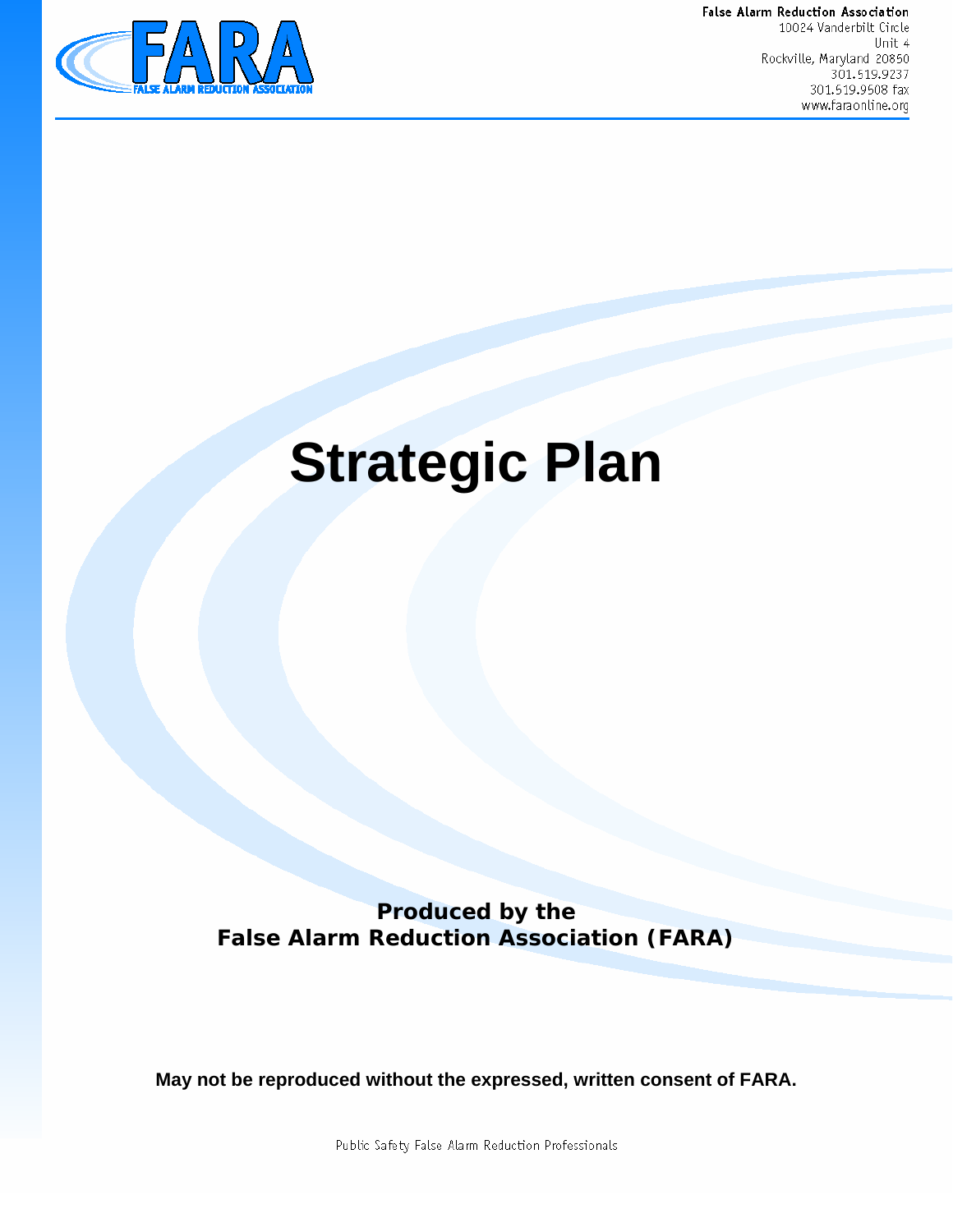False Alarm Reduction Association
10024 Vanderbilt Circle
Unit 4
Rockville, Maryland 20850
301.519.9237
301.519.9508 fax
www.faraonline.org

# Strategic Plan

**Produced by the**
**False Alarm Reduction Association (FARA)**

**May not be reproduced without the expressed, written consent of FARA.**

Public Safety False Alarm Reduction Professionals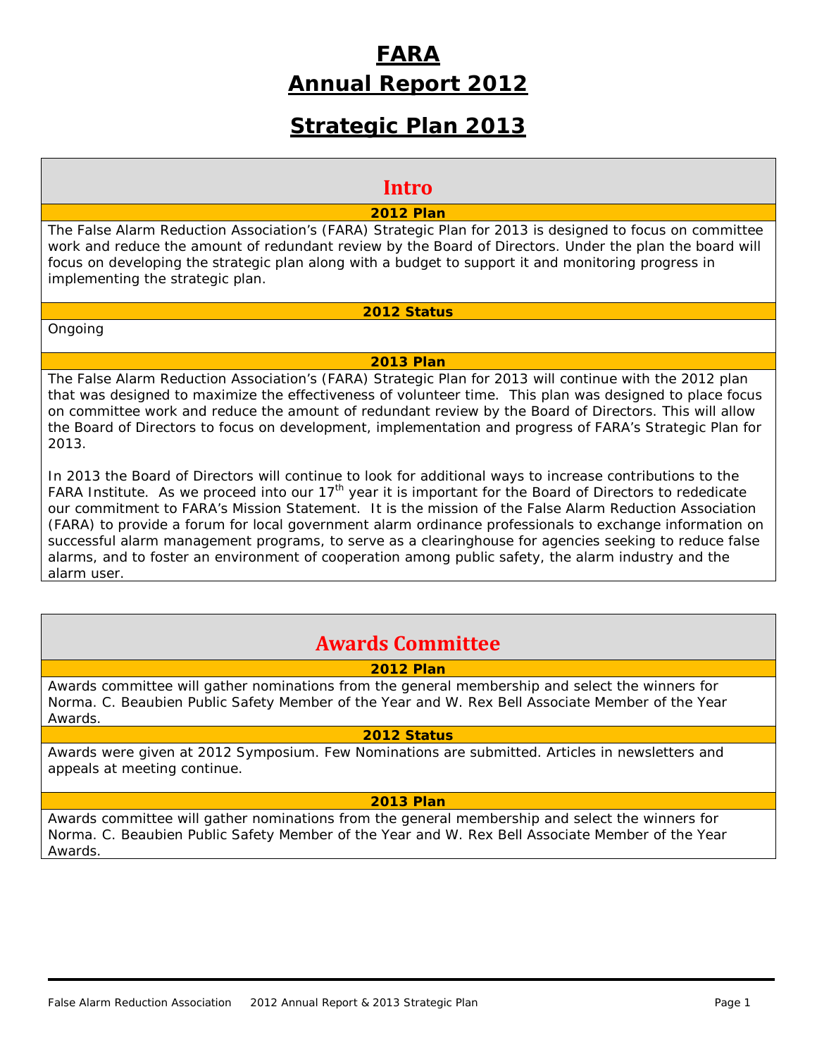# FARA
# Annual Report 2012

# Strategic Plan 2013

## Intro

### 2012 Plan

The False Alarm Reduction Association's (FARA) Strategic Plan for 2013 is designed to focus on committee work and reduce the amount of redundant review by the Board of Directors. Under the plan the board will focus on developing the strategic plan along with a budget to support it and monitoring progress in implementing the strategic plan.

### 2012 Status

Ongoing

### 2013 Plan

The False Alarm Reduction Association's (FARA) Strategic Plan for 2013 will continue with the 2012 plan that was designed to maximize the effectiveness of volunteer time. This plan was designed to place focus on committee work and reduce the amount of redundant review by the Board of Directors. This will allow the Board of Directors to focus on development, implementation and progress of FARA's Strategic Plan for 2013.

In 2013 the Board of Directors will continue to look for additional ways to increase contributions to the FARA Institute. As we proceed into our 17th year it is important for the Board of Directors to rededicate our commitment to FARA's Mission Statement. It is the mission of the False Alarm Reduction Association (FARA) to provide a forum for local government alarm ordinance professionals to exchange information on successful alarm management programs, to serve as a clearinghouse for agencies seeking to reduce false alarms, and to foster an environment of cooperation among public safety, the alarm industry and the alarm user.

## Awards Committee

### 2012 Plan

Awards committee will gather nominations from the general membership and select the winners for Norma. C. Beaubien Public Safety Member of the Year and W. Rex Bell Associate Member of the Year Awards.

### 2012 Status

Awards were given at 2012 Symposium. Few Nominations are submitted. Articles in newsletters and appeals at meeting continue.

### 2013 Plan

Awards committee will gather nominations from the general membership and select the winners for Norma. C. Beaubien Public Safety Member of the Year and W. Rex Bell Associate Member of the Year Awards.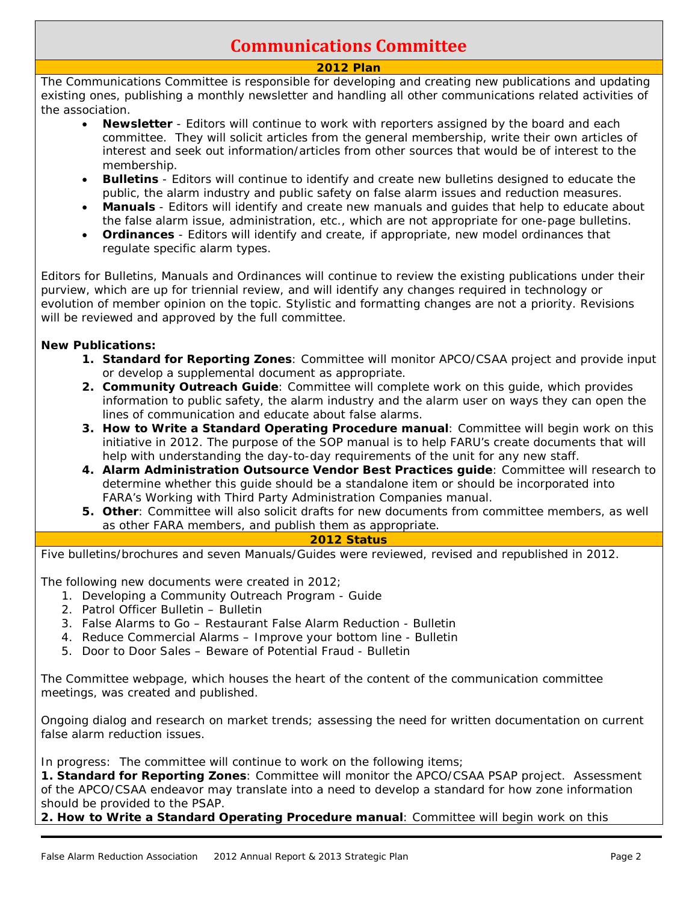# Communications Committee

## 2012 Plan

The Communications Committee is responsible for developing and creating new publications and updating existing ones, publishing a monthly newsletter and handling all other communications related activities of the association.

- **Newsletter** - Editors will continue to work with reporters assigned by the board and each committee. They will solicit articles from the general membership, write their own articles of interest and seek out information/articles from other sources that would be of interest to the membership.
- **Bulletins** - Editors will continue to identify and create new bulletins designed to educate the public, the alarm industry and public safety on false alarm issues and reduction measures.
- **Manuals** - Editors will identify and create new manuals and guides that help to educate about the false alarm issue, administration, etc., which are not appropriate for one-page bulletins.
- **Ordinances** - Editors will identify and create, if appropriate, new model ordinances that regulate specific alarm types.

Editors for Bulletins, Manuals and Ordinances will continue to review the existing publications under their purview, which are up for triennial review, and will identify any changes required in technology or evolution of member opinion on the topic. Stylistic and formatting changes are not a priority. Revisions will be reviewed and approved by the full committee.

**New Publications:**

1. **Standard for Reporting Zones**: Committee will monitor APCO/CSAA project and provide input or develop a supplemental document as appropriate.
2. **Community Outreach Guide**: Committee will complete work on this guide, which provides information to public safety, the alarm industry and the alarm user on ways they can open the lines of communication and educate about false alarms.
3. **How to Write a Standard Operating Procedure manual**: Committee will begin work on this initiative in 2012. The purpose of the SOP manual is to help FARU's create documents that will help with understanding the day-to-day requirements of the unit for any new staff.
4. **Alarm Administration Outsource Vendor Best Practices guide**: Committee will research to determine whether this guide should be a standalone item or should be incorporated into FARA's Working with Third Party Administration Companies manual.
5. **Other**: Committee will also solicit drafts for new documents from committee members, as well as other FARA members, and publish them as appropriate.

## 2012 Status

Five bulletins/brochures and seven Manuals/Guides were reviewed, revised and republished in 2012.

The following new documents were created in 2012;

1. Developing a Community Outreach Program - Guide
2. Patrol Officer Bulletin – Bulletin
3. False Alarms to Go – Restaurant False Alarm Reduction - Bulletin
4. Reduce Commercial Alarms – Improve your bottom line - Bulletin
5. Door to Door Sales – Beware of Potential Fraud - Bulletin

The Committee webpage, which houses the heart of the content of the communication committee meetings, was created and published.

Ongoing dialog and research on market trends; assessing the need for written documentation on current false alarm reduction issues.

In progress: The committee will continue to work on the following items;

**1. Standard for Reporting Zones**: Committee will monitor the APCO/CSAA PSAP project. Assessment of the APCO/CSAA endeavor may translate into a need to develop a standard for how zone information should be provided to the PSAP.

**2. How to Write a Standard Operating Procedure manual**: Committee will begin work on this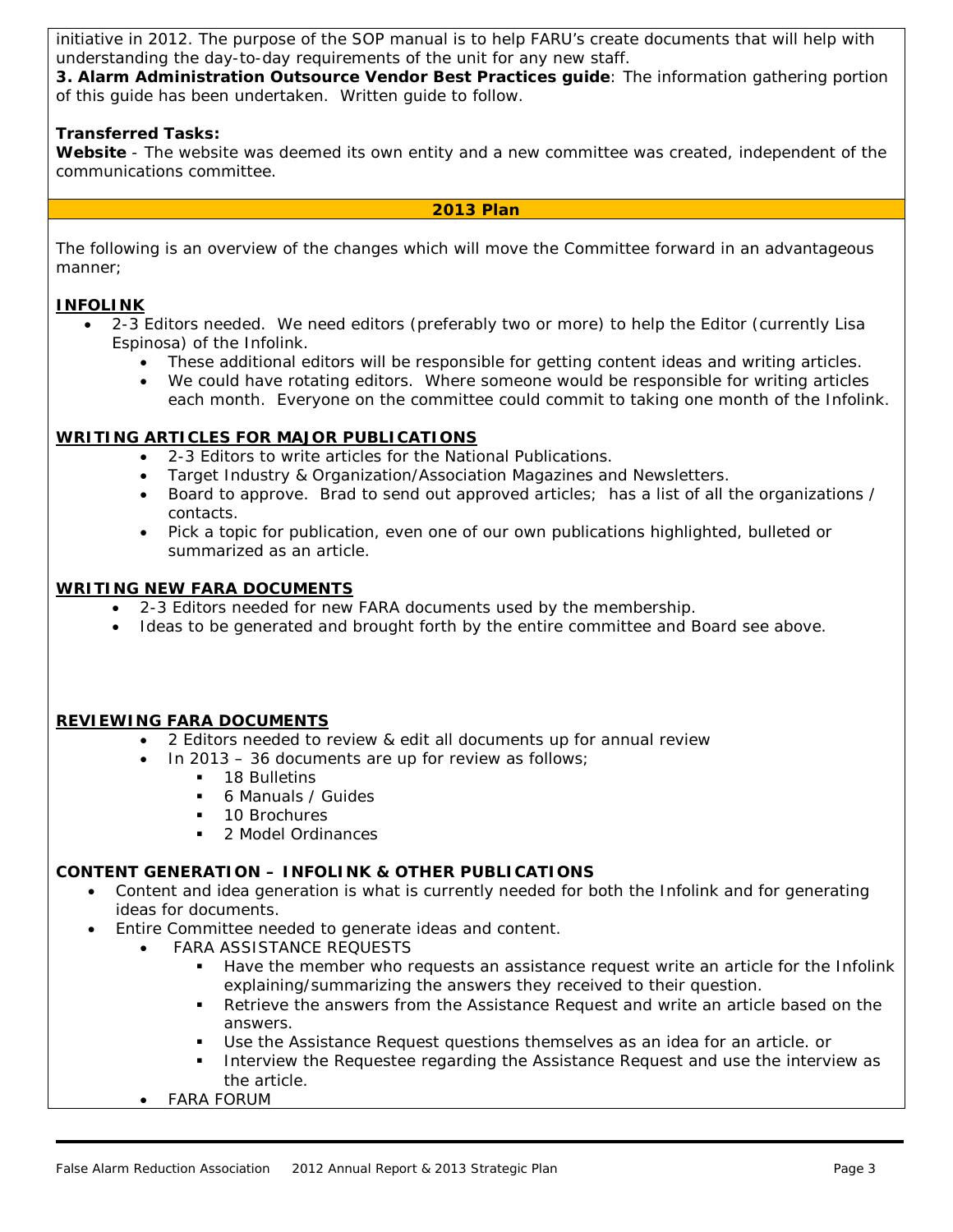initiative in 2012. The purpose of the SOP manual is to help FARU's create documents that will help with understanding the day-to-day requirements of the unit for any new staff.

**3. Alarm Administration Outsource Vendor Best Practices guide**: The information gathering portion of this guide has been undertaken. Written guide to follow.

**Transferred Tasks:**

**Website** - The website was deemed its own entity and a new committee was created, independent of the communications committee.

## 2013 Plan

The following is an overview of the changes which will move the Committee forward in an advantageous manner;

### INFOLINK

- 2-3 Editors needed. We need editors (preferably two or more) to help the Editor (currently Lisa Espinosa) of the Infolink.
  - These additional editors will be responsible for getting content ideas and writing articles.
  - We could have rotating editors. Where someone would be responsible for writing articles each month. Everyone on the committee could commit to taking one month of the Infolink.

### WRITING ARTICLES FOR MAJOR PUBLICATIONS

- 2-3 Editors to write articles for the National Publications.
- Target Industry & Organization/Association Magazines and Newsletters.
- Board to approve. Brad to send out approved articles; has a list of all the organizations / contacts.
- Pick a topic for publication, even one of our own publications highlighted, bulleted or summarized as an article.

### WRITING NEW FARA DOCUMENTS

- 2-3 Editors needed for new FARA documents used by the membership.
- Ideas to be generated and brought forth by the entire committee and Board see above.

### REVIEWING FARA DOCUMENTS

- 2 Editors needed to review & edit all documents up for annual review
- In 2013 – 36 documents are up for review as follows;
  - 18 Bulletins
  - 6 Manuals / Guides
  - 10 Brochures
  - 2 Model Ordinances

### CONTENT GENERATION – INFOLINK & OTHER PUBLICATIONS

- Content and idea generation is what is currently needed for both the Infolink and for generating ideas for documents.
- Entire Committee needed to generate ideas and content.
  - FARA ASSISTANCE REQUESTS
    - Have the member who requests an assistance request write an article for the Infolink explaining/summarizing the answers they received to their question.
    - Retrieve the answers from the Assistance Request and write an article based on the answers.
    - Use the Assistance Request questions themselves as an idea for an article. or
    - Interview the Requestee regarding the Assistance Request and use the interview as the article.
  - FARA FORUM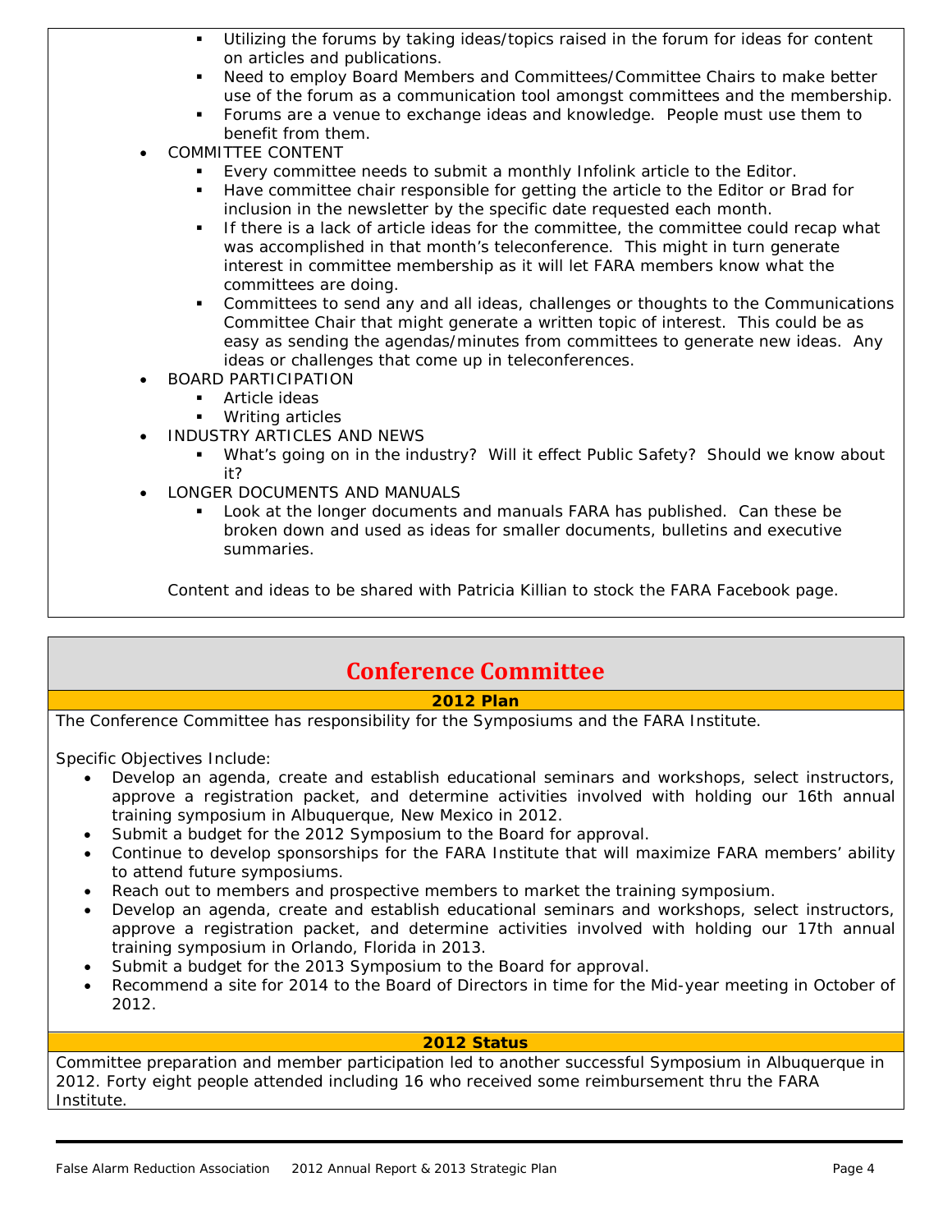- Utilizing the forums by taking ideas/topics raised in the forum for ideas for content on articles and publications.
  - Need to employ Board Members and Committees/Committee Chairs to make better use of the forum as a communication tool amongst committees and the membership.
  - Forums are a venue to exchange ideas and knowledge. People must use them to benefit from them.
- COMMITTEE CONTENT
  - Every committee needs to submit a monthly Infolink article to the Editor.
  - Have committee chair responsible for getting the article to the Editor or Brad for inclusion in the newsletter by the specific date requested each month.
  - If there is a lack of article ideas for the committee, the committee could recap what was accomplished in that month's teleconference. This might in turn generate interest in committee membership as it will let FARA members know what the committees are doing.
  - Committees to send any and all ideas, challenges or thoughts to the Communications Committee Chair that might generate a written topic of interest. This could be as easy as sending the agendas/minutes from committees to generate new ideas. Any ideas or challenges that come up in teleconferences.
- BOARD PARTICIPATION
  - Article ideas
  - Writing articles
- INDUSTRY ARTICLES AND NEWS
  - What's going on in the industry? Will it effect Public Safety? Should we know about it?
- LONGER DOCUMENTS AND MANUALS
  - Look at the longer documents and manuals FARA has published. Can these be broken down and used as ideas for smaller documents, bulletins and executive summaries.

Content and ideas to be shared with Patricia Killian to stock the FARA Facebook page.

## Conference Committee

**2012 Plan**

The Conference Committee has responsibility for the Symposiums and the FARA Institute.

Specific Objectives Include:

- Develop an agenda, create and establish educational seminars and workshops, select instructors, approve a registration packet, and determine activities involved with holding our 16th annual training symposium in Albuquerque, New Mexico in 2012.
- Submit a budget for the 2012 Symposium to the Board for approval.
- Continue to develop sponsorships for the FARA Institute that will maximize FARA members' ability to attend future symposiums.
- Reach out to members and prospective members to market the training symposium.
- Develop an agenda, create and establish educational seminars and workshops, select instructors, approve a registration packet, and determine activities involved with holding our 17th annual training symposium in Orlando, Florida in 2013.
- Submit a budget for the 2013 Symposium to the Board for approval.
- Recommend a site for 2014 to the Board of Directors in time for the Mid-year meeting in October of 2012.

**2012 Status**

Committee preparation and member participation led to another successful Symposium in Albuquerque in 2012. Forty eight people attended including 16 who received some reimbursement thru the FARA Institute.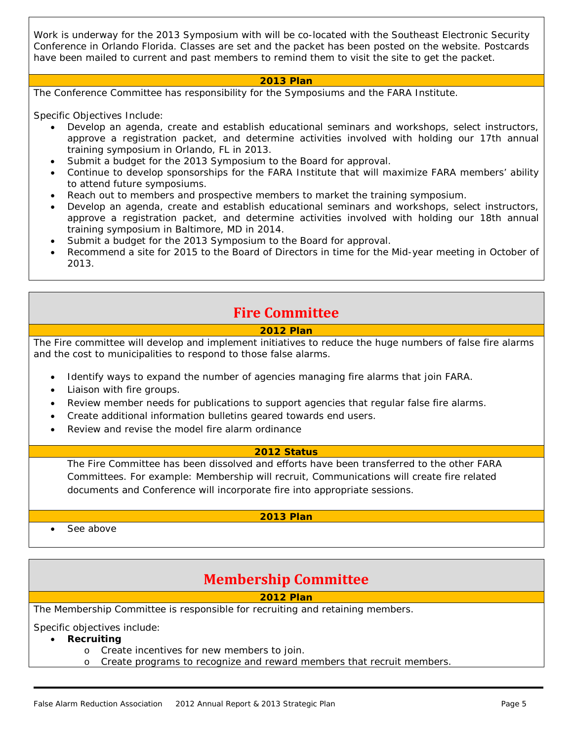Work is underway for the 2013 Symposium with will be co-located with the Southeast Electronic Security Conference in Orlando Florida. Classes are set and the packet has been posted on the website. Postcards have been mailed to current and past members to remind them to visit the site to get the packet.

**2013 Plan**

The Conference Committee has responsibility for the Symposiums and the FARA Institute.

Specific Objectives Include:

- Develop an agenda, create and establish educational seminars and workshops, select instructors, approve a registration packet, and determine activities involved with holding our 17th annual training symposium in Orlando, FL in 2013.
- Submit a budget for the 2013 Symposium to the Board for approval.
- Continue to develop sponsorships for the FARA Institute that will maximize FARA members' ability to attend future symposiums.
- Reach out to members and prospective members to market the training symposium.
- Develop an agenda, create and establish educational seminars and workshops, select instructors, approve a registration packet, and determine activities involved with holding our 18th annual training symposium in Baltimore, MD in 2014.
- Submit a budget for the 2013 Symposium to the Board for approval.
- Recommend a site for 2015 to the Board of Directors in time for the Mid-year meeting in October of 2013.

## Fire Committee

**2012 Plan**

The Fire committee will develop and implement initiatives to reduce the huge numbers of false fire alarms and the cost to municipalities to respond to those false alarms.

- Identify ways to expand the number of agencies managing fire alarms that join FARA.
- Liaison with fire groups.
- Review member needs for publications to support agencies that regular false fire alarms.
- Create additional information bulletins geared towards end users.
- Review and revise the model fire alarm ordinance

**2012 Status**

The Fire Committee has been dissolved and efforts have been transferred to the other FARA Committees. For example: Membership will recruit, Communications will create fire related documents and Conference will incorporate fire into appropriate sessions.

**2013 Plan**

- See above

## Membership Committee

**2012 Plan**

The Membership Committee is responsible for recruiting and retaining members.

Specific objectives include:

- **Recruiting**
  - Create incentives for new members to join.
  - Create programs to recognize and reward members that recruit members.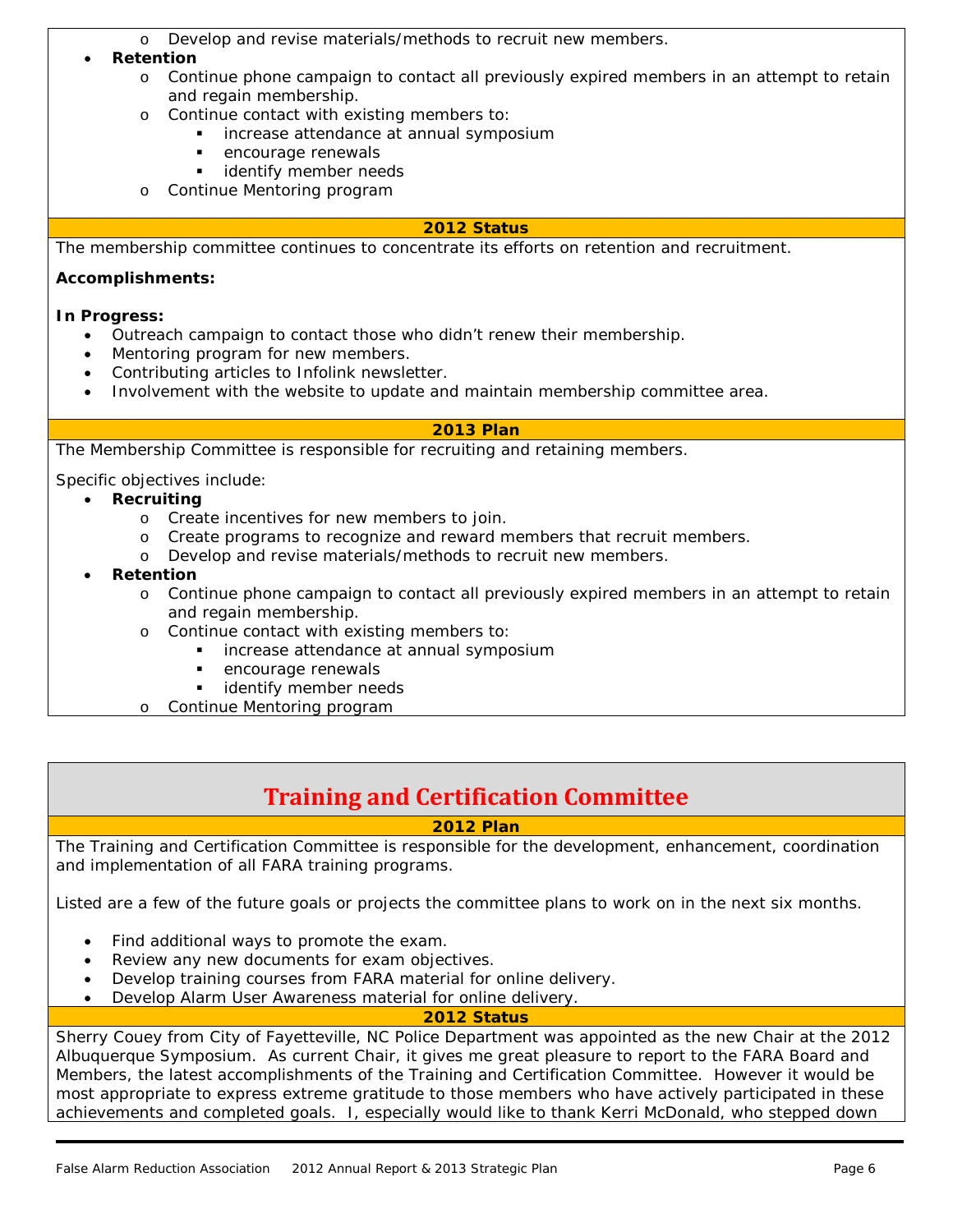- Develop and revise materials/methods to recruit new members.
- **Retention**
  - Continue phone campaign to contact all previously expired members in an attempt to retain and regain membership.
  - Continue contact with existing members to:
    - increase attendance at annual symposium
    - encourage renewals
    - identify member needs
  - Continue Mentoring program

**2012 Status**

The membership committee continues to concentrate its efforts on retention and recruitment.

**Accomplishments:**

**In Progress:**

- Outreach campaign to contact those who didn't renew their membership.
- Mentoring program for new members.
- Contributing articles to Infolink newsletter.
- Involvement with the website to update and maintain membership committee area.

**2013 Plan**

The Membership Committee is responsible for recruiting and retaining members.

Specific objectives include:

- **Recruiting**
  - Create incentives for new members to join.
  - Create programs to recognize and reward members that recruit members.
  - Develop and revise materials/methods to recruit new members.
- **Retention**
  - Continue phone campaign to contact all previously expired members in an attempt to retain and regain membership.
  - Continue contact with existing members to:
    - increase attendance at annual symposium
    - encourage renewals
    - identify member needs
  - Continue Mentoring program

## Training and Certification Committee

**2012 Plan**

The Training and Certification Committee is responsible for the development, enhancement, coordination and implementation of all FARA training programs.

Listed are a few of the future goals or projects the committee plans to work on in the next six months.

- Find additional ways to promote the exam.
- Review any new documents for exam objectives.
- Develop training courses from FARA material for online delivery.
- Develop Alarm User Awareness material for online delivery.

**2012 Status**

Sherry Couey from City of Fayetteville, NC Police Department was appointed as the new Chair at the 2012 Albuquerque Symposium. As current Chair, it gives me great pleasure to report to the FARA Board and Members, the latest accomplishments of the Training and Certification Committee. However it would be most appropriate to express extreme gratitude to those members who have actively participated in these achievements and completed goals. I, especially would like to thank Kerri McDonald, who stepped down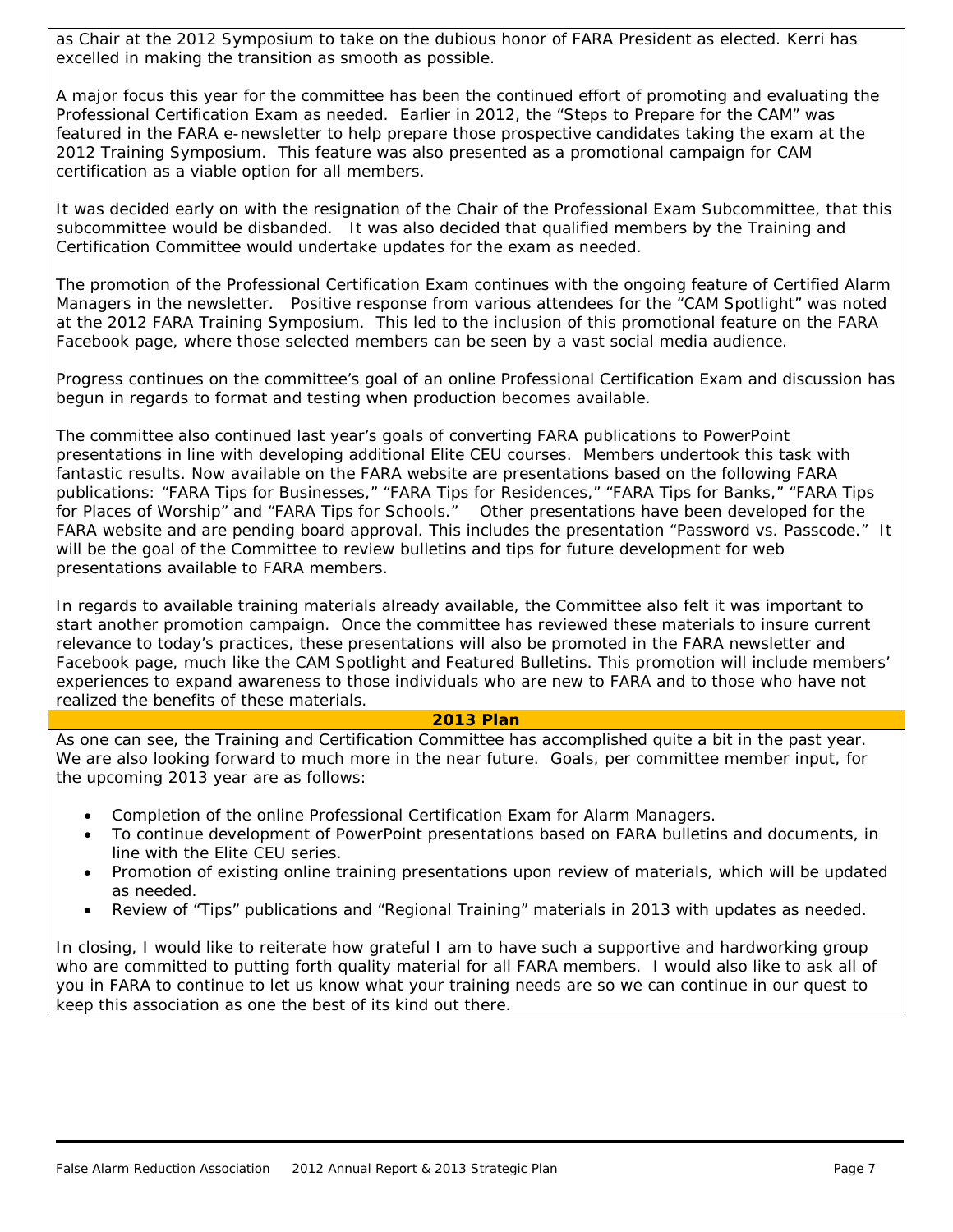as Chair at the 2012 Symposium to take on the dubious honor of FARA President as elected. Kerri has excelled in making the transition as smooth as possible.

A major focus this year for the committee has been the continued effort of promoting and evaluating the Professional Certification Exam as needed. Earlier in 2012, the "Steps to Prepare for the CAM" was featured in the FARA e-newsletter to help prepare those prospective candidates taking the exam at the 2012 Training Symposium. This feature was also presented as a promotional campaign for CAM certification as a viable option for all members.

It was decided early on with the resignation of the Chair of the Professional Exam Subcommittee, that this subcommittee would be disbanded. It was also decided that qualified members by the Training and Certification Committee would undertake updates for the exam as needed.

The promotion of the Professional Certification Exam continues with the ongoing feature of Certified Alarm Managers in the newsletter. Positive response from various attendees for the "CAM Spotlight" was noted at the 2012 FARA Training Symposium. This led to the inclusion of this promotional feature on the FARA Facebook page, where those selected members can be seen by a vast social media audience.

Progress continues on the committee's goal of an online Professional Certification Exam and discussion has begun in regards to format and testing when production becomes available.

The committee also continued last year's goals of converting FARA publications to PowerPoint presentations in line with developing additional Elite CEU courses. Members undertook this task with fantastic results. Now available on the FARA website are presentations based on the following FARA publications: "FARA Tips for Businesses," "FARA Tips for Residences," "FARA Tips for Banks," "FARA Tips for Places of Worship" and "FARA Tips for Schools." Other presentations have been developed for the FARA website and are pending board approval. This includes the presentation "Password vs. Passcode." It will be the goal of the Committee to review bulletins and tips for future development for web presentations available to FARA members.

In regards to available training materials already available, the Committee also felt it was important to start another promotion campaign. Once the committee has reviewed these materials to insure current relevance to today's practices, these presentations will also be promoted in the FARA newsletter and Facebook page, much like the CAM Spotlight and Featured Bulletins. This promotion will include members' experiences to expand awareness to those individuals who are new to FARA and to those who have not realized the benefits of these materials.

## 2013 Plan

As one can see, the Training and Certification Committee has accomplished quite a bit in the past year. We are also looking forward to much more in the near future. Goals, per committee member input, for the upcoming 2013 year are as follows:

- Completion of the online Professional Certification Exam for Alarm Managers.
- To continue development of PowerPoint presentations based on FARA bulletins and documents, in line with the Elite CEU series.
- Promotion of existing online training presentations upon review of materials, which will be updated as needed.
- Review of "Tips" publications and "Regional Training" materials in 2013 with updates as needed.

In closing, I would like to reiterate how grateful I am to have such a supportive and hardworking group who are committed to putting forth quality material for all FARA members. I would also like to ask all of you in FARA to continue to let us know what your training needs are so we can continue in our quest to keep this association as one the best of its kind out there.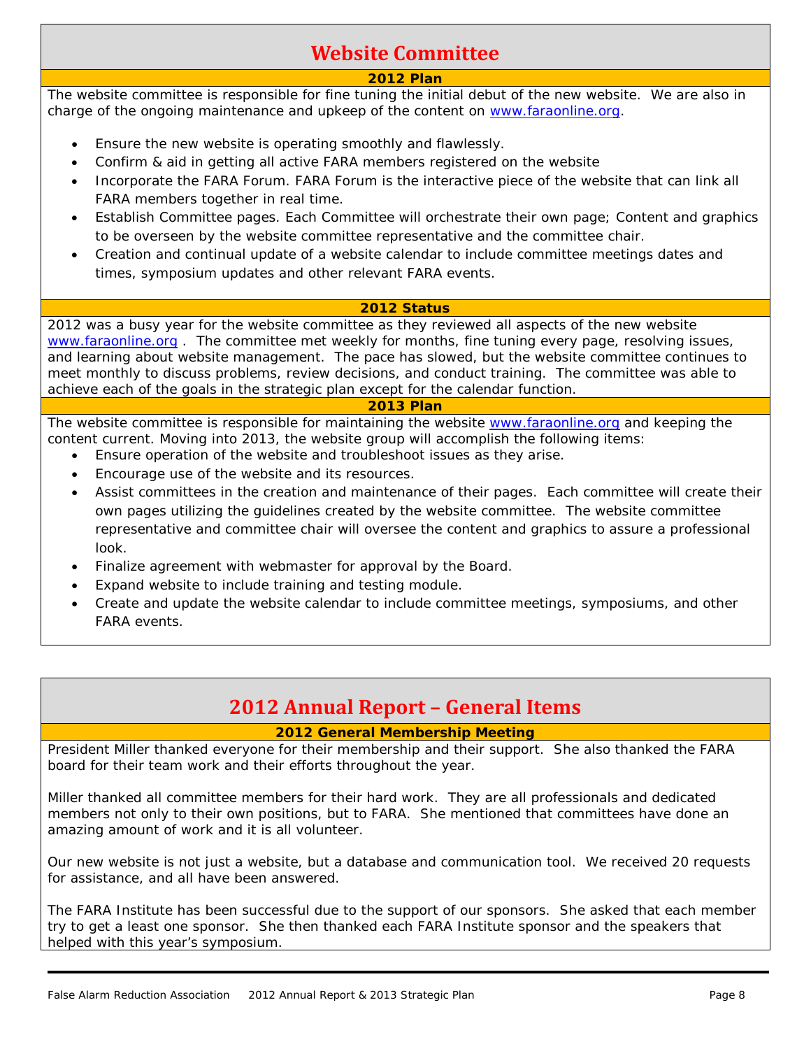## Website Committee

### 2012 Plan

The website committee is responsible for fine tuning the initial debut of the new website. We are also in charge of the ongoing maintenance and upkeep of the content on www.faraonline.org.

- Ensure the new website is operating smoothly and flawlessly.
- Confirm & aid in getting all active FARA members registered on the website
- Incorporate the FARA Forum. FARA Forum is the interactive piece of the website that can link all FARA members together in real time.
- Establish Committee pages. Each Committee will orchestrate their own page; Content and graphics to be overseen by the website committee representative and the committee chair.
- Creation and continual update of a website calendar to include committee meetings dates and times, symposium updates and other relevant FARA events.

### 2012 Status

2012 was a busy year for the website committee as they reviewed all aspects of the new website www.faraonline.org . The committee met weekly for months, fine tuning every page, resolving issues, and learning about website management. The pace has slowed, but the website committee continues to meet monthly to discuss problems, review decisions, and conduct training. The committee was able to achieve each of the goals in the strategic plan except for the calendar function.

### 2013 Plan

The website committee is responsible for maintaining the website www.faraonline.org and keeping the content current. Moving into 2013, the website group will accomplish the following items:

- Ensure operation of the website and troubleshoot issues as they arise.
- Encourage use of the website and its resources.
- Assist committees in the creation and maintenance of their pages. Each committee will create their own pages utilizing the guidelines created by the website committee. The website committee representative and committee chair will oversee the content and graphics to assure a professional look.
- Finalize agreement with webmaster for approval by the Board.
- Expand website to include training and testing module.
- Create and update the website calendar to include committee meetings, symposiums, and other FARA events.

## 2012 Annual Report – General Items

### 2012 General Membership Meeting

President Miller thanked everyone for their membership and their support. She also thanked the FARA board for their team work and their efforts throughout the year.

Miller thanked all committee members for their hard work. They are all professionals and dedicated members not only to their own positions, but to FARA. She mentioned that committees have done an amazing amount of work and it is all volunteer.

Our new website is not just a website, but a database and communication tool. We received 20 requests for assistance, and all have been answered.

The FARA Institute has been successful due to the support of our sponsors. She asked that each member try to get a least one sponsor. She then thanked each FARA Institute sponsor and the speakers that helped with this year's symposium.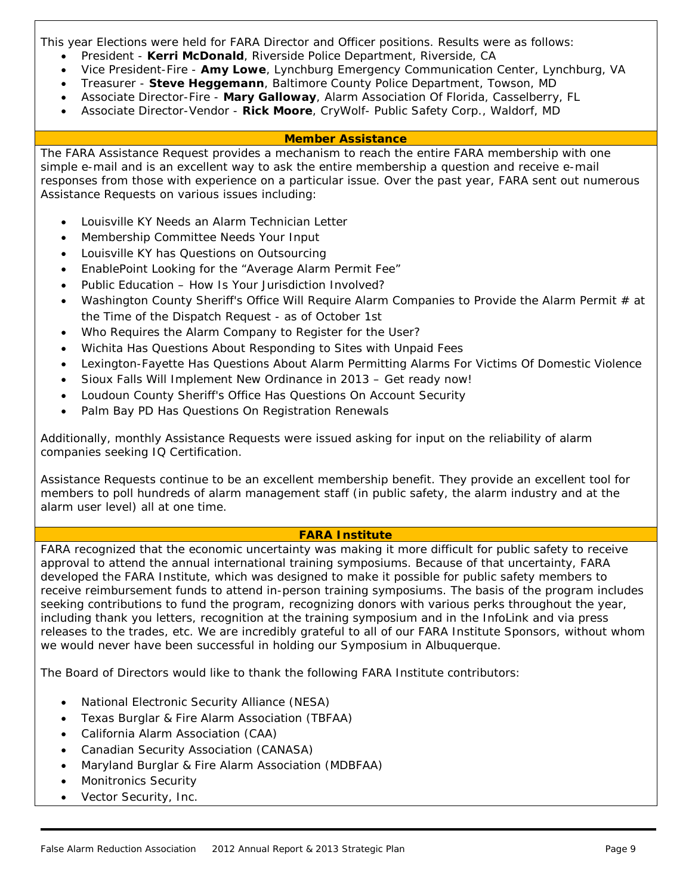This year Elections were held for FARA Director and Officer positions. Results were as follows:

- President - **Kerri McDonald**, Riverside Police Department, Riverside, CA
- Vice President-Fire - **Amy Lowe**, Lynchburg Emergency Communication Center, Lynchburg, VA
- Treasurer - **Steve Heggemann**, Baltimore County Police Department, Towson, MD
- Associate Director-Fire - **Mary Galloway**, Alarm Association Of Florida, Casselberry, FL
- Associate Director-Vendor - **Rick Moore**, CryWolf- Public Safety Corp., Waldorf, MD

## Member Assistance

The FARA Assistance Request provides a mechanism to reach the entire FARA membership with one simple e-mail and is an excellent way to ask the entire membership a question and receive e-mail responses from those with experience on a particular issue. Over the past year, FARA sent out numerous Assistance Requests on various issues including:

- Louisville KY Needs an Alarm Technician Letter
- Membership Committee Needs Your Input
- Louisville KY has Questions on Outsourcing
- EnablePoint Looking for the "Average Alarm Permit Fee"
- Public Education – How Is Your Jurisdiction Involved?
- Washington County Sheriff's Office Will Require Alarm Companies to Provide the Alarm Permit # at the Time of the Dispatch Request - as of October 1st
- Who Requires the Alarm Company to Register for the User?
- Wichita Has Questions About Responding to Sites with Unpaid Fees
- Lexington-Fayette Has Questions About Alarm Permitting Alarms For Victims Of Domestic Violence
- Sioux Falls Will Implement New Ordinance in 2013 – Get ready now!
- Loudoun County Sheriff's Office Has Questions On Account Security
- Palm Bay PD Has Questions On Registration Renewals

Additionally, monthly Assistance Requests were issued asking for input on the reliability of alarm companies seeking IQ Certification.

Assistance Requests continue to be an excellent membership benefit. They provide an excellent tool for members to poll hundreds of alarm management staff (in public safety, the alarm industry and at the alarm user level) all at one time.

## FARA Institute

FARA recognized that the economic uncertainty was making it more difficult for public safety to receive approval to attend the annual international training symposiums. Because of that uncertainty, FARA developed the FARA Institute, which was designed to make it possible for public safety members to receive reimbursement funds to attend in-person training symposiums. The basis of the program includes seeking contributions to fund the program, recognizing donors with various perks throughout the year, including thank you letters, recognition at the training symposium and in the InfoLink and via press releases to the trades, etc. We are incredibly grateful to all of our FARA Institute Sponsors, without whom we would never have been successful in holding our Symposium in Albuquerque.

The Board of Directors would like to thank the following FARA Institute contributors:

- National Electronic Security Alliance (NESA)
- Texas Burglar & Fire Alarm Association (TBFAA)
- California Alarm Association (CAA)
- Canadian Security Association (CANASA)
- Maryland Burglar & Fire Alarm Association (MDBFAA)
- Monitronics Security
- Vector Security, Inc.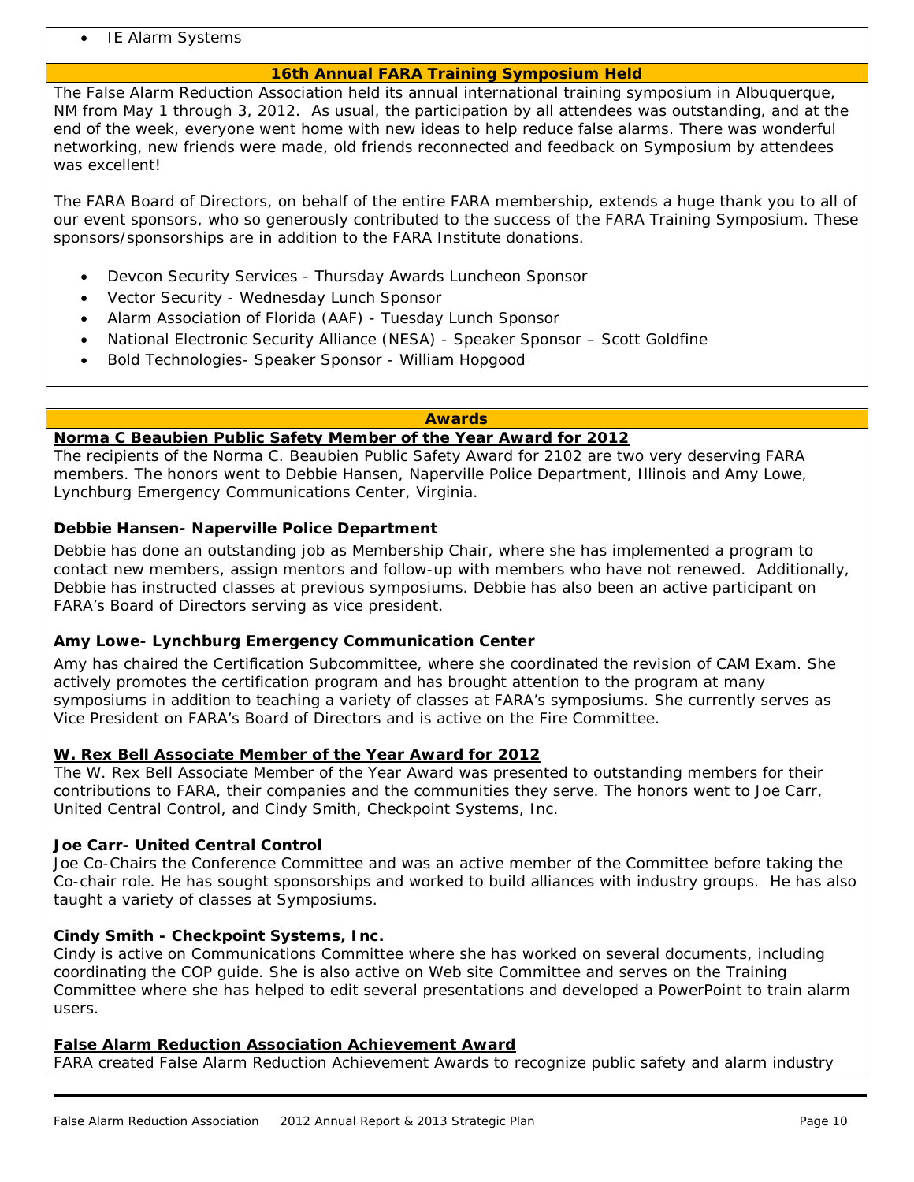- IE Alarm Systems

## 16th Annual FARA Training Symposium Held

The False Alarm Reduction Association held its annual international training symposium in Albuquerque, NM from May 1 through 3, 2012. As usual, the participation by all attendees was outstanding, and at the end of the week, everyone went home with new ideas to help reduce false alarms. There was wonderful networking, new friends were made, old friends reconnected and feedback on Symposium by attendees was excellent!

The FARA Board of Directors, on behalf of the entire FARA membership, extends a huge thank you to all of our event sponsors, who so generously contributed to the success of the FARA Training Symposium. These sponsors/sponsorships are in addition to the FARA Institute donations.

- Devcon Security Services - Thursday Awards Luncheon Sponsor
- Vector Security - Wednesday Lunch Sponsor
- Alarm Association of Florida (AAF) - Tuesday Lunch Sponsor
- National Electronic Security Alliance (NESA) - Speaker Sponsor – Scott Goldfine
- Bold Technologies- Speaker Sponsor - William Hopgood

## Awards

### Norma C Beaubien Public Safety Member of the Year Award for 2012

The recipients of the Norma C. Beaubien Public Safety Award for 2102 are two very deserving FARA members. The honors went to Debbie Hansen, Naperville Police Department, Illinois and Amy Lowe, Lynchburg Emergency Communications Center, Virginia.

**Debbie Hansen- Naperville Police Department**

Debbie has done an outstanding job as Membership Chair, where she has implemented a program to contact new members, assign mentors and follow-up with members who have not renewed. Additionally, Debbie has instructed classes at previous symposiums. Debbie has also been an active participant on FARA's Board of Directors serving as vice president.

**Amy Lowe- Lynchburg Emergency Communication Center**

Amy has chaired the Certification Subcommittee, where she coordinated the revision of CAM Exam. She actively promotes the certification program and has brought attention to the program at many symposiums in addition to teaching a variety of classes at FARA's symposiums. She currently serves as Vice President on FARA's Board of Directors and is active on the Fire Committee.

### W. Rex Bell Associate Member of the Year Award for 2012

The W. Rex Bell Associate Member of the Year Award was presented to outstanding members for their contributions to FARA, their companies and the communities they serve. The honors went to Joe Carr, United Central Control, and Cindy Smith, Checkpoint Systems, Inc.

**Joe Carr- United Central Control**

Joe Co-Chairs the Conference Committee and was an active member of the Committee before taking the Co-chair role. He has sought sponsorships and worked to build alliances with industry groups. He has also taught a variety of classes at Symposiums.

**Cindy Smith - Checkpoint Systems, Inc.**

Cindy is active on Communications Committee where she has worked on several documents, including coordinating the COP guide. She is also active on Web site Committee and serves on the Training Committee where she has helped to edit several presentations and developed a PowerPoint to train alarm users.

### False Alarm Reduction Association Achievement Award

FARA created False Alarm Reduction Achievement Awards to recognize public safety and alarm industry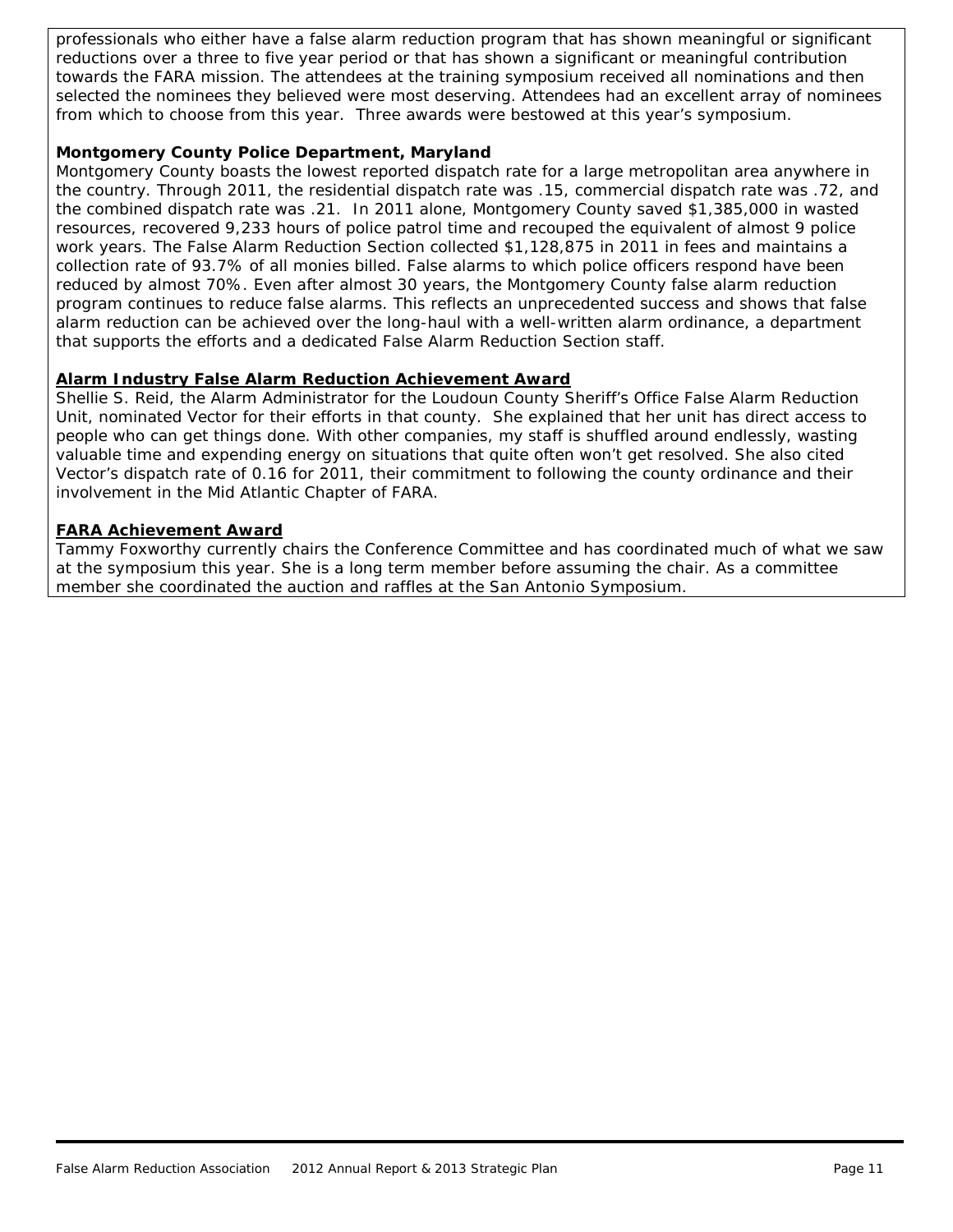professionals who either have a false alarm reduction program that has shown meaningful or significant reductions over a three to five year period or that has shown a significant or meaningful contribution towards the FARA mission. The attendees at the training symposium received all nominations and then selected the nominees they believed were most deserving. Attendees had an excellent array of nominees from which to choose from this year. Three awards were bestowed at this year's symposium.

**Montgomery County Police Department, Maryland**

Montgomery County boasts the lowest reported dispatch rate for a large metropolitan area anywhere in the country. Through 2011, the residential dispatch rate was .15, commercial dispatch rate was .72, and the combined dispatch rate was .21. In 2011 alone, Montgomery County saved $1,385,000 in wasted resources, recovered 9,233 hours of police patrol time and recouped the equivalent of almost 9 police work years. The False Alarm Reduction Section collected $1,128,875 in 2011 in fees and maintains a collection rate of 93.7% of all monies billed. False alarms to which police officers respond have been reduced by almost 70%. Even after almost 30 years, the Montgomery County false alarm reduction program continues to reduce false alarms. This reflects an unprecedented success and shows that false alarm reduction can be achieved over the long-haul with a well-written alarm ordinance, a department that supports the efforts and a dedicated False Alarm Reduction Section staff.

**Alarm Industry False Alarm Reduction Achievement Award**

Shellie S. Reid, the Alarm Administrator for the Loudoun County Sheriff's Office False Alarm Reduction Unit, nominated Vector for their efforts in that county. She explained that her unit has direct access to people who can get things done. With other companies, my staff is shuffled around endlessly, wasting valuable time and expending energy on situations that quite often won't get resolved. She also cited Vector's dispatch rate of 0.16 for 2011, their commitment to following the county ordinance and their involvement in the Mid Atlantic Chapter of FARA.

**FARA Achievement Award**

Tammy Foxworthy currently chairs the Conference Committee and has coordinated much of what we saw at the symposium this year. She is a long term member before assuming the chair. As a committee member she coordinated the auction and raffles at the San Antonio Symposium.